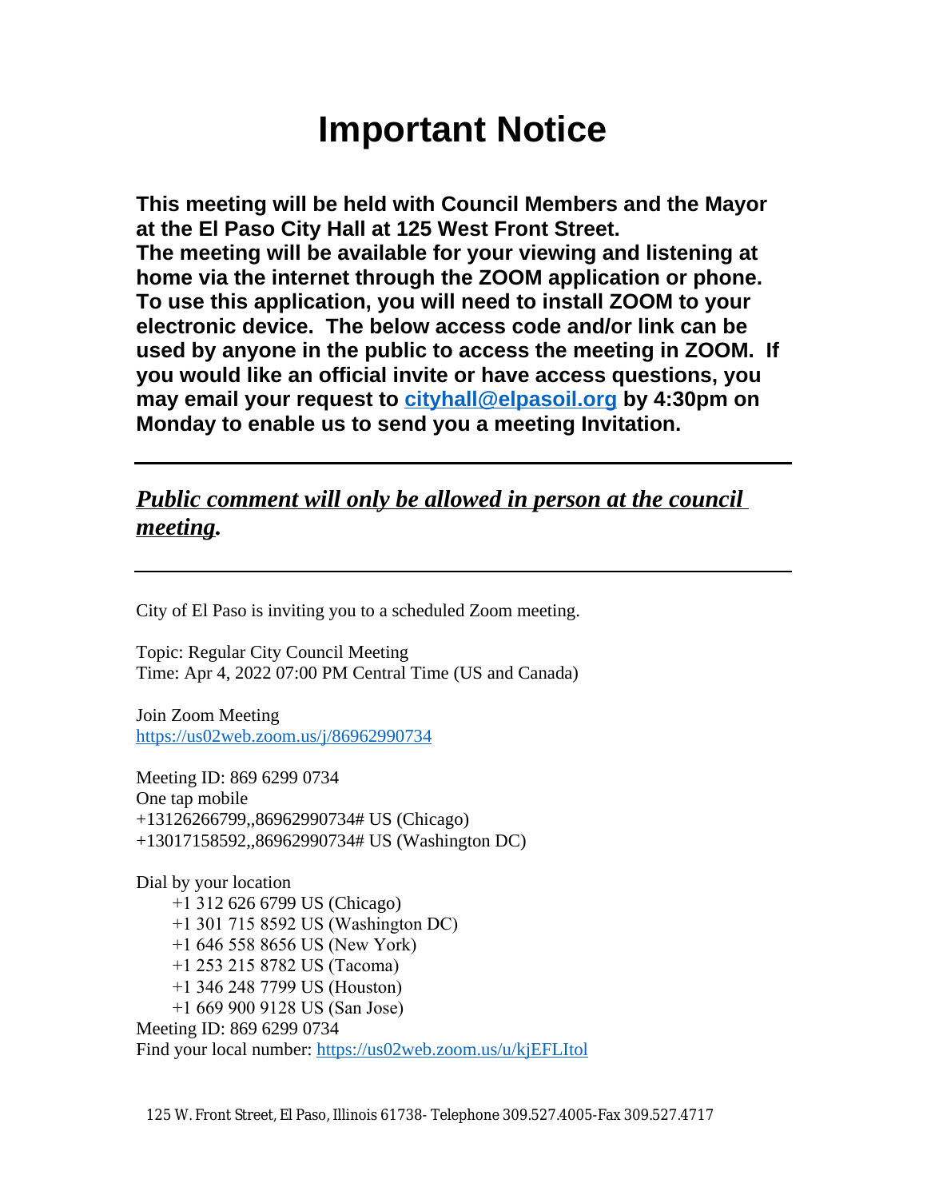# Important Notice

**This meeting will be held with Council Members and the Mayor at the El Paso City Hall at 125 West Front Street. The meeting will be available for your viewing and listening at home via the internet through the ZOOM application or phone. To use this application, you will need to install ZOOM to your electronic device. The below access code and/or link can be used by anyone in the public to access the meeting in ZOOM. If you would like an official invite or have access questions, you may email your request to [cityhall@elpasoil.org](mailto:cityhall@elpasoil.org) by 4:30pm on Monday to enable us to send you a meeting Invitation.**

---

***Public comment will only be allowed in person at the council meeting.***

---

City of El Paso is inviting you to a scheduled Zoom meeting.

Topic: Regular City Council Meeting
Time: Apr 4, 2022 07:00 PM Central Time (US and Canada)

Join Zoom Meeting
https://us02web.zoom.us/j/86962990734

Meeting ID: 869 6299 0734
One tap mobile
+13126266799,,86962990734# US (Chicago)
+13017158592,,86962990734# US (Washington DC)

Dial by your location
+1 312 626 6799 US (Chicago)
+1 301 715 8592 US (Washington DC)
+1 646 558 8656 US (New York)
+1 253 215 8782 US (Tacoma)
+1 346 248 7799 US (Houston)
+1 669 900 9128 US (San Jose)
Meeting ID: 869 6299 0734
Find your local number: https://us02web.zoom.us/u/kjEFLItol

125 W. Front Street, El Paso, Illinois 61738- Telephone 309.527.4005-Fax 309.527.4717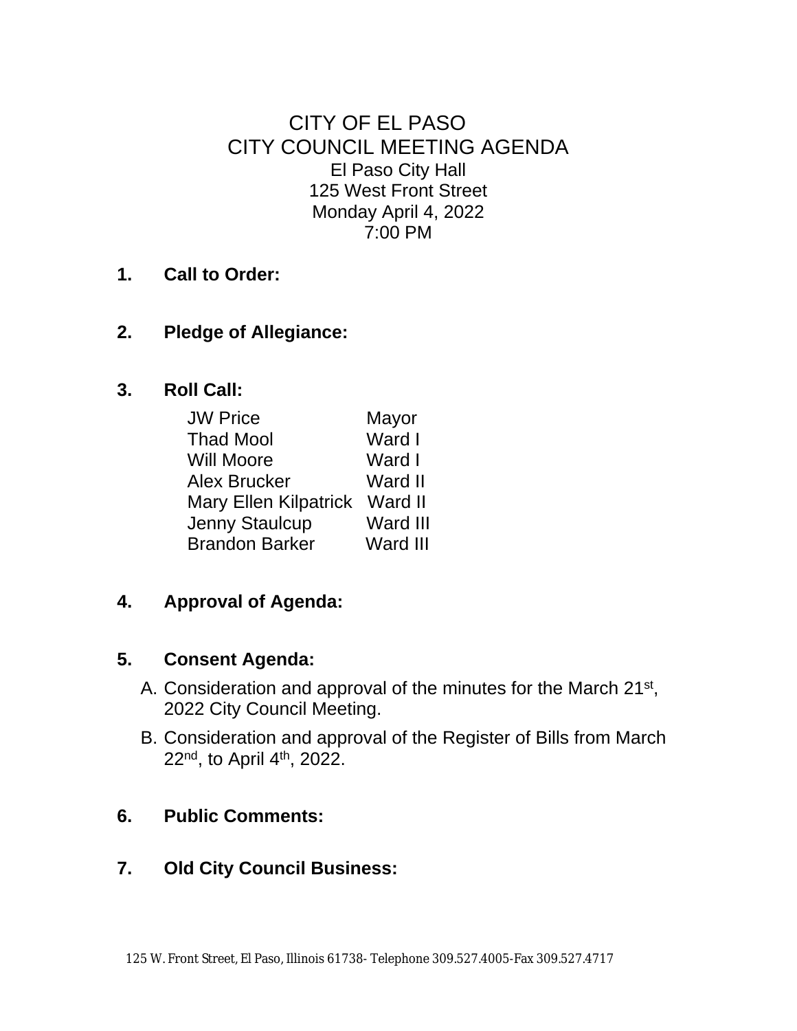# CITY OF EL PASO
## CITY COUNCIL MEETING AGENDA

El Paso City Hall
125 West Front Street
Monday April 4, 2022
7:00 PM

1. **Call to Order:**

2. **Pledge of Allegiance:**

3. **Roll Call:**

| | |
|---|---|
| JW Price | Mayor |
| Thad Mool | Ward I |
| Will Moore | Ward I |
| Alex Brucker | Ward II |
| Mary Ellen Kilpatrick | Ward II |
| Jenny Staulcup | Ward III |
| Brandon Barker | Ward III |

4. **Approval of Agenda:**

5. **Consent Agenda:**
   A. Consideration and approval of the minutes for the March 21st, 2022 City Council Meeting.
   B. Consideration and approval of the Register of Bills from March 22nd, to April 4th, 2022.

6. **Public Comments:**

7. **Old City Council Business:**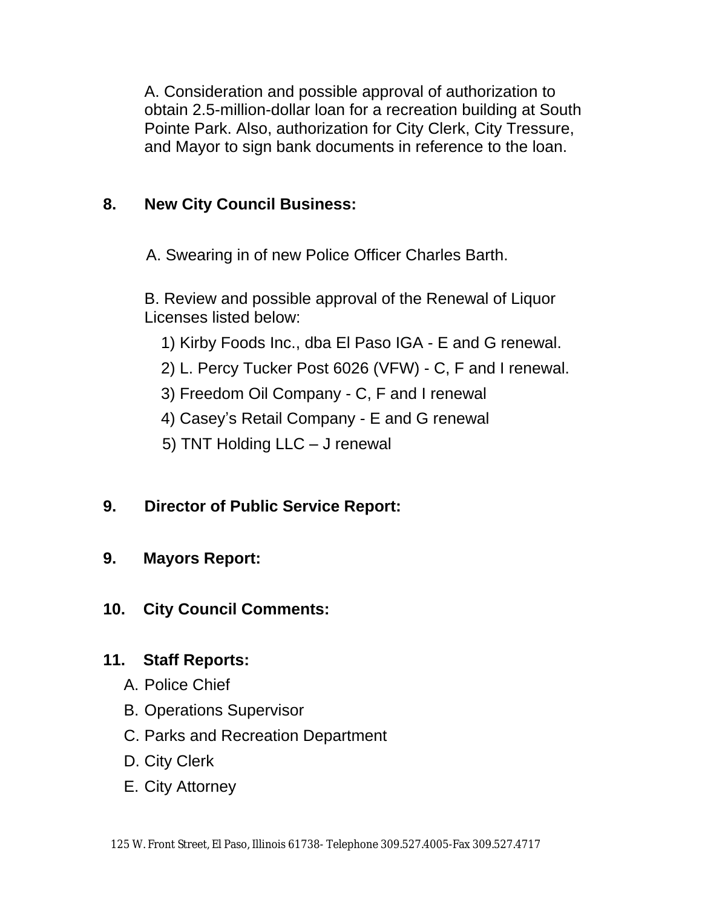A. Consideration and possible approval of authorization to obtain 2.5-million-dollar loan for a recreation building at South Pointe Park. Also, authorization for City Clerk, City Tressure, and Mayor to sign bank documents in reference to the loan.

**8. New City Council Business:**

A. Swearing in of new Police Officer Charles Barth.

B. Review and possible approval of the Renewal of Liquor Licenses listed below:

1) Kirby Foods Inc., dba El Paso IGA - E and G renewal.
2) L. Percy Tucker Post 6026 (VFW) - C, F and I renewal.
3) Freedom Oil Company - C, F and I renewal
4) Casey's Retail Company - E and G renewal
5) TNT Holding LLC – J renewal

**9. Director of Public Service Report:**

**9. Mayors Report:**

**10. City Council Comments:**

**11. Staff Reports:**

A. Police Chief
B. Operations Supervisor
C. Parks and Recreation Department
D. City Clerk
E. City Attorney

125 W. Front Street, El Paso, Illinois 61738- Telephone 309.527.4005-Fax 309.527.4717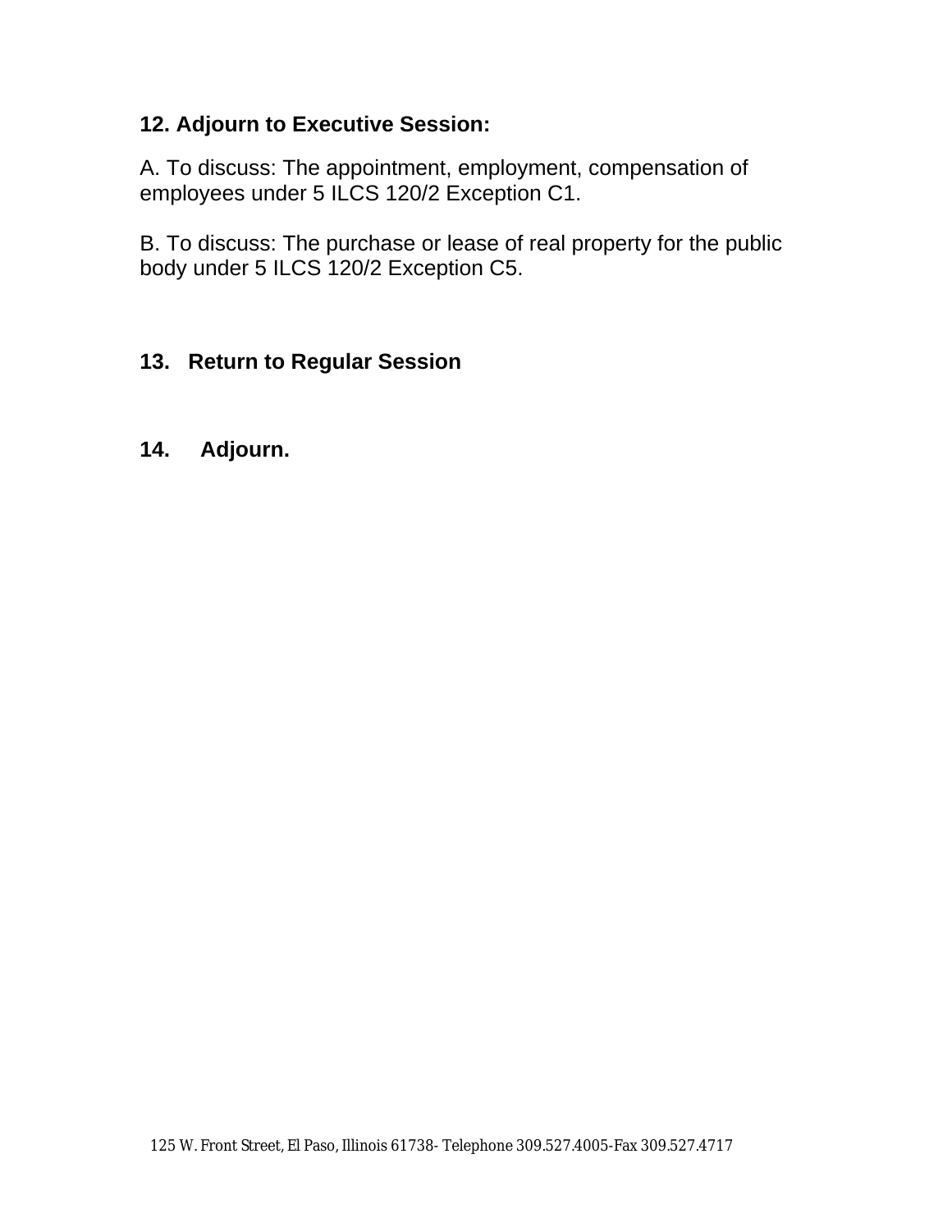**12. Adjourn to Executive Session:**

A. To discuss: The appointment, employment, compensation of employees under 5 ILCS 120/2 Exception C1.

B. To discuss: The purchase or lease of real property for the public body under 5 ILCS 120/2 Exception C5.

**13. Return to Regular Session**

**14. Adjourn.**

125 W. Front Street, El Paso, Illinois 61738- Telephone 309.527.4005-Fax 309.527.4717